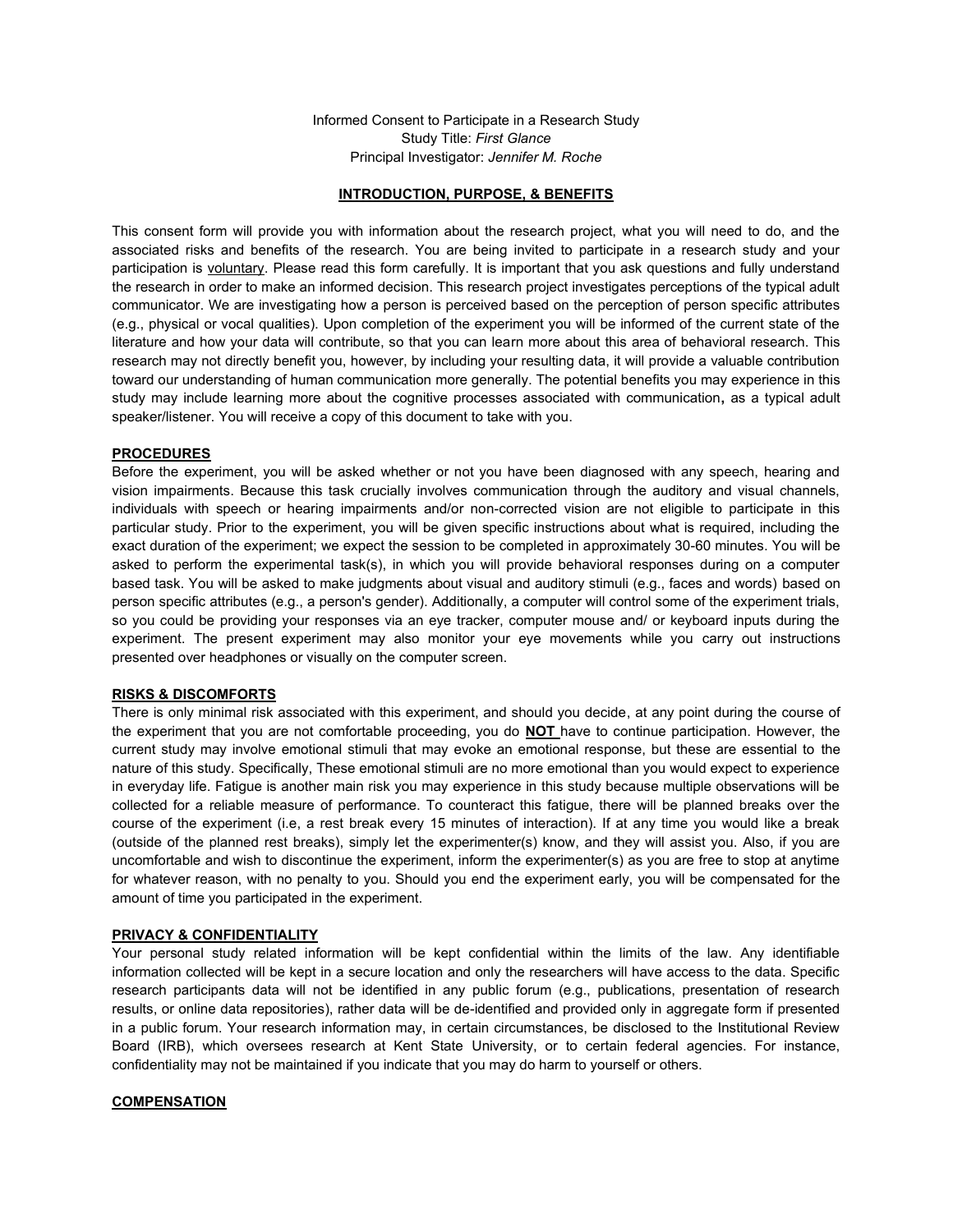Informed Consent to Participate in a Research Study
Study Title: *First Glance*
Principal Investigator: *Jennifer M. Roche*

## INTRODUCTION, PURPOSE, & BENEFITS

This consent form will provide you with information about the research project, what you will need to do, and the associated risks and benefits of the research. You are being invited to participate in a research study and your participation is voluntary. Please read this form carefully. It is important that you ask questions and fully understand the research in order to make an informed decision. This research project investigates perceptions of the typical adult communicator. We are investigating how a person is perceived based on the perception of person specific attributes (e.g., physical or vocal qualities). Upon completion of the experiment you will be informed of the current state of the literature and how your data will contribute, so that you can learn more about this area of behavioral research. This research may not directly benefit you, however, by including your resulting data, it will provide a valuable contribution toward our understanding of human communication more generally. The potential benefits you may experience in this study may include learning more about the cognitive processes associated with communication**,** as a typical adult speaker/listener. You will receive a copy of this document to take with you.

## PROCEDURES

Before the experiment, you will be asked whether or not you have been diagnosed with any speech, hearing and vision impairments. Because this task crucially involves communication through the auditory and visual channels, individuals with speech or hearing impairments and/or non-corrected vision are not eligible to participate in this particular study. Prior to the experiment, you will be given specific instructions about what is required, including the exact duration of the experiment; we expect the session to be completed in approximately 30-60 minutes. You will be asked to perform the experimental task(s), in which you will provide behavioral responses during on a computer based task. You will be asked to make judgments about visual and auditory stimuli (e.g., faces and words) based on person specific attributes (e.g., a person's gender). Additionally, a computer will control some of the experiment trials, so you could be providing your responses via an eye tracker, computer mouse and/ or keyboard inputs during the experiment. The present experiment may also monitor your eye movements while you carry out instructions presented over headphones or visually on the computer screen.

## RISKS & DISCOMFORTS

There is only minimal risk associated with this experiment, and should you decide, at any point during the course of the experiment that you are not comfortable proceeding, you do **NOT** have to continue participation. However, the current study may involve emotional stimuli that may evoke an emotional response, but these are essential to the nature of this study. Specifically, These emotional stimuli are no more emotional than you would expect to experience in everyday life. Fatigue is another main risk you may experience in this study because multiple observations will be collected for a reliable measure of performance. To counteract this fatigue, there will be planned breaks over the course of the experiment (i.e, a rest break every 15 minutes of interaction). If at any time you would like a break (outside of the planned rest breaks), simply let the experimenter(s) know, and they will assist you. Also, if you are uncomfortable and wish to discontinue the experiment, inform the experimenter(s) as you are free to stop at anytime for whatever reason, with no penalty to you. Should you end the experiment early, you will be compensated for the amount of time you participated in the experiment.

## PRIVACY & CONFIDENTIALITY

Your personal study related information will be kept confidential within the limits of the law. Any identifiable information collected will be kept in a secure location and only the researchers will have access to the data. Specific research participants data will not be identified in any public forum (e.g., publications, presentation of research results, or online data repositories), rather data will be de-identified and provided only in aggregate form if presented in a public forum. Your research information may, in certain circumstances, be disclosed to the Institutional Review Board (IRB), which oversees research at Kent State University, or to certain federal agencies. For instance, confidentiality may not be maintained if you indicate that you may do harm to yourself or others.

## COMPENSATION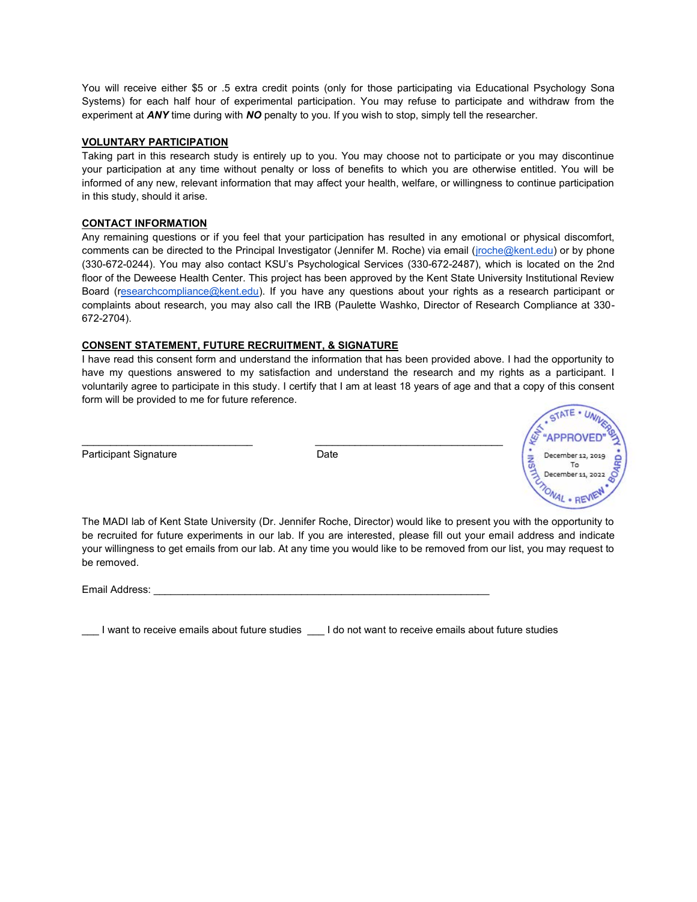You will receive either $5 or .5 extra credit points (only for those participating via Educational Psychology Sona Systems) for each half hour of experimental participation. You may refuse to participate and withdraw from the experiment at ***ANY*** time during with ***NO*** penalty to you. If you wish to stop, simply tell the researcher.

**VOLUNTARY PARTICIPATION**

Taking part in this research study is entirely up to you. You may choose not to participate or you may discontinue your participation at any time without penalty or loss of benefits to which you are otherwise entitled. You will be informed of any new, relevant information that may affect your health, welfare, or willingness to continue participation in this study, should it arise.

**CONTACT INFORMATION**

Any remaining questions or if you feel that your participation has resulted in any emotional or physical discomfort, comments can be directed to the Principal Investigator (Jennifer M. Roche) via email (jroche@kent.edu) or by phone (330-672-0244). You may also contact KSU's Psychological Services (330-672-2487), which is located on the 2nd floor of the Deweese Health Center. This project has been approved by the Kent State University Institutional Review Board (researchcompliance@kent.edu). If you have any questions about your rights as a research participant or complaints about research, you may also call the IRB (Paulette Washko, Director of Research Compliance at 330-672-2704).

**CONSENT STATEMENT, FUTURE RECRUITMENT, & SIGNATURE**

I have read this consent form and understand the information that has been provided above. I had the opportunity to have my questions answered to my satisfaction and understand the research and my rights as a participant. I voluntarily agree to participate in this study. I certify that I am at least 18 years of age and that a copy of this consent form will be provided to me for future reference.

KENT STATE UNIVERSITY INSTITUTIONAL REVIEW BOARD "APPROVED" December 12, 2019 To December 11, 2022

______________________________ ______________________________

Participant Signature Date

The MADI lab of Kent State University (Dr. Jennifer Roche, Director) would like to present you with the opportunity to be recruited for future experiments in our lab. If you are interested, please fill out your email address and indicate your willingness to get emails from our lab. At any time you would like to be removed from our list, you may request to be removed.

Email Address: ____________________________________________________________

___ I want to receive emails about future studies ___ I do not want to receive emails about future studies